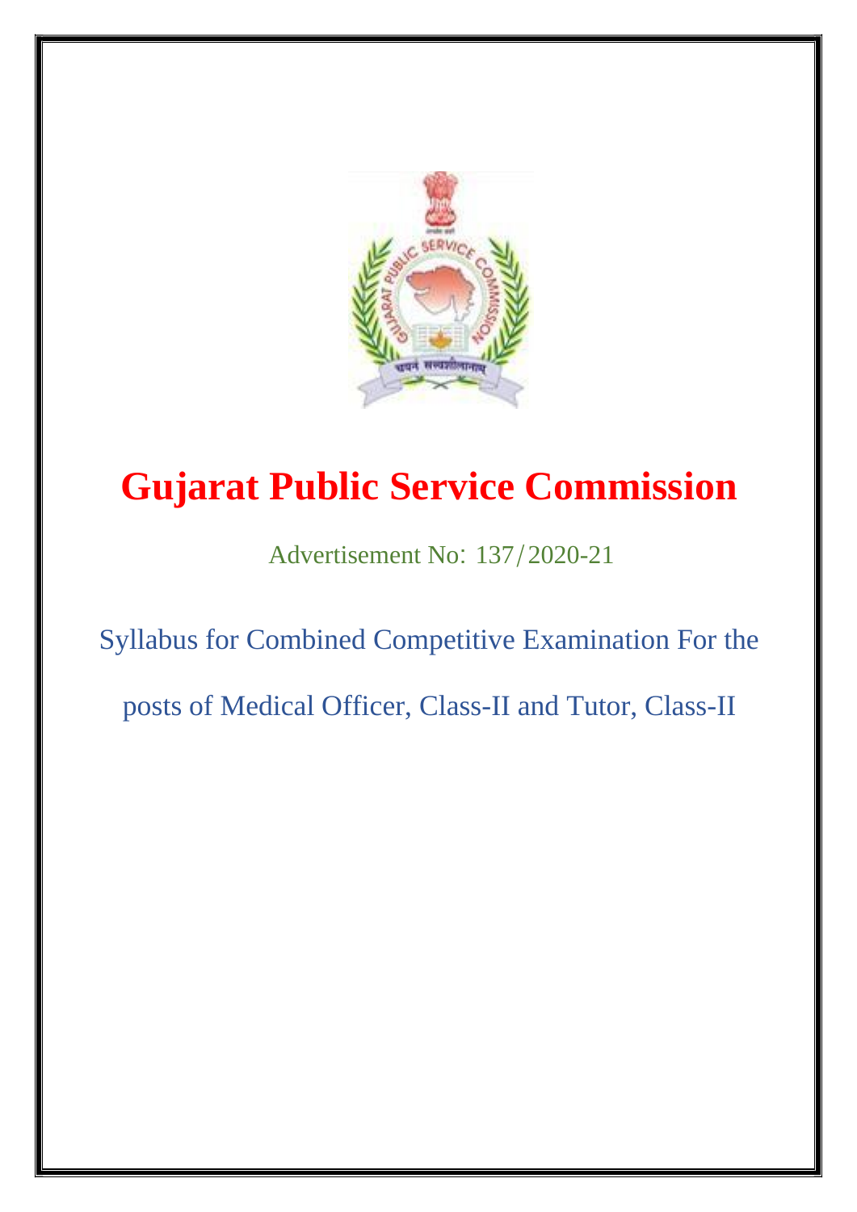# Gujarat Public Service Commission

Advertisement No: 137/2020-21

Syllabus for Combined Competitive Examination For the posts of Medical Officer, Class-II and Tutor, Class-II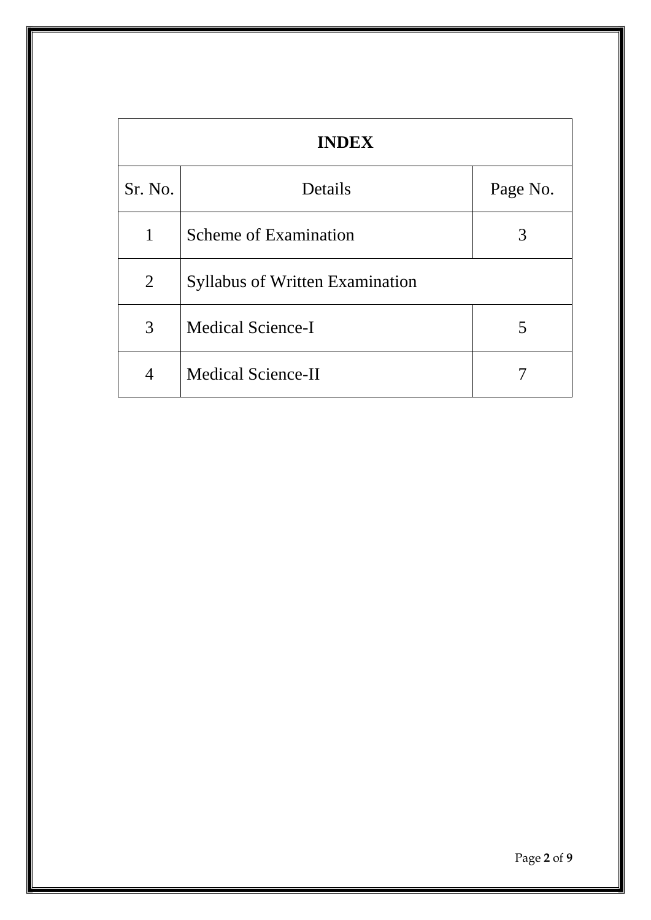| INDEX | | |
|---|---|---|
| Sr. No. | Details | Page No. |
| 1 | Scheme of Examination | 3 |
| 2 | Syllabus of Written Examination | |
| 3 | Medical Science-I | 5 |
| 4 | Medical Science-II | 7 |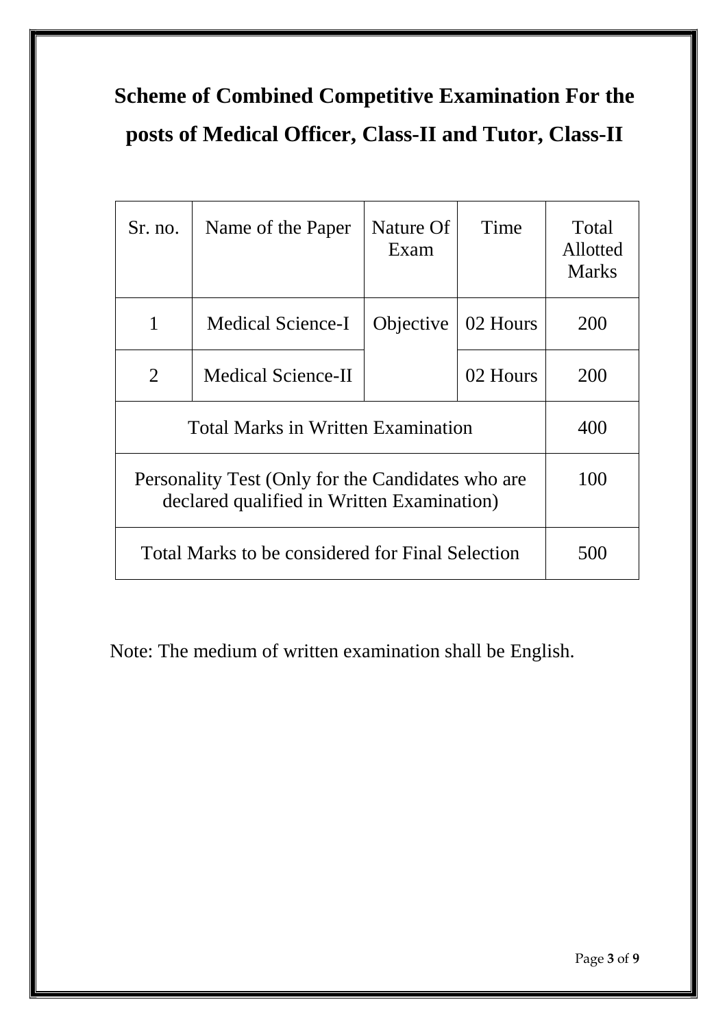# Scheme of Combined Competitive Examination For the posts of Medical Officer, Class-II and Tutor, Class-II

| Sr. no. | Name of the Paper | Nature Of Exam | Time | Total Allotted Marks |
|---|---|---|---|---|
| 1 | Medical Science-I | Objective | 02 Hours | 200 |
| 2 | Medical Science-II | | 02 Hours | 200 |
| Total Marks in Written Examination | | | | 400 |
| Personality Test (Only for the Candidates who are declared qualified in Written Examination) | | | | 100 |
| Total Marks to be considered for Final Selection | | | | 500 |

Note: The medium of written examination shall be English.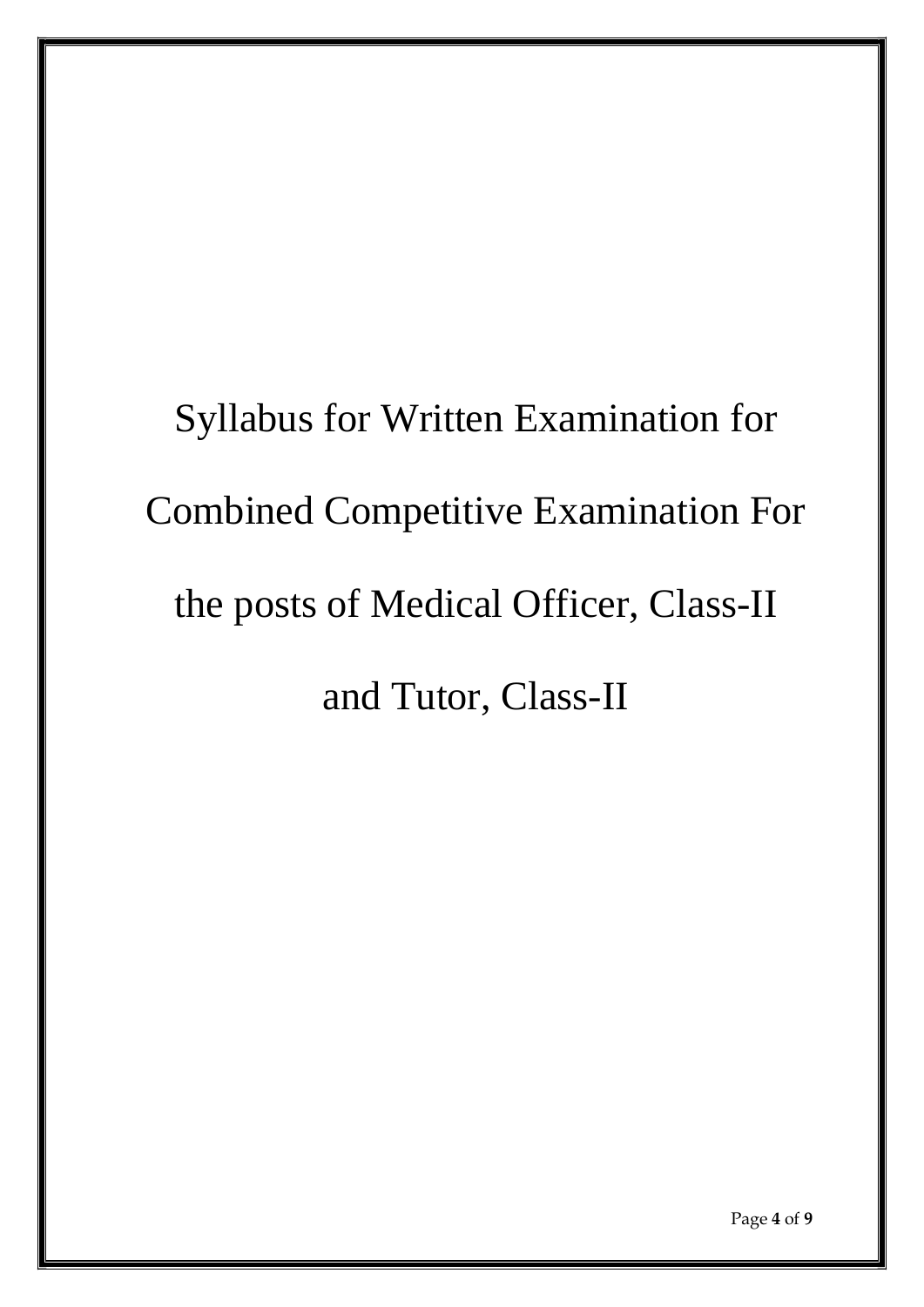# Syllabus for Written Examination for Combined Competitive Examination For the posts of Medical Officer, Class-II and Tutor, Class-II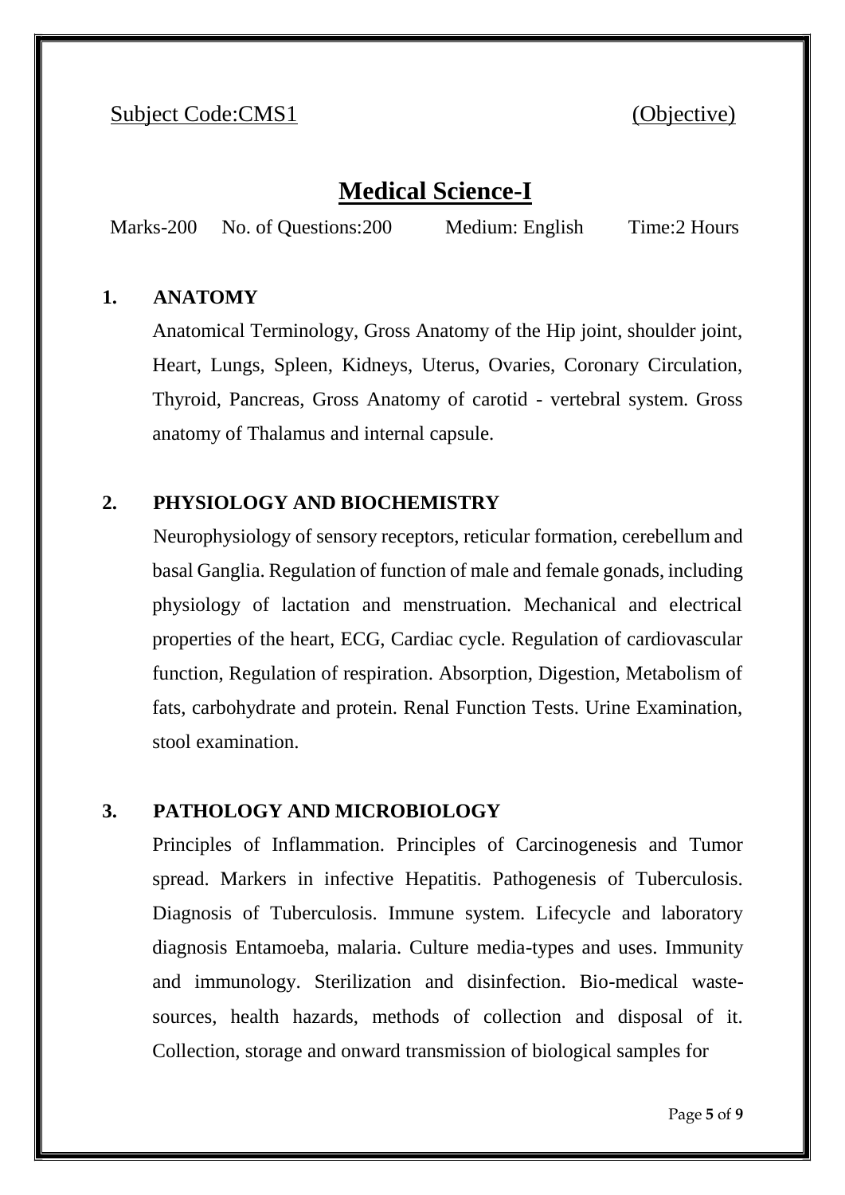Subject Code:CMS1 (Objective)

# Medical Science-I

Marks-200 No. of Questions:200 Medium: English Time:2 Hours

**1. ANATOMY**

Anatomical Terminology, Gross Anatomy of the Hip joint, shoulder joint, Heart, Lungs, Spleen, Kidneys, Uterus, Ovaries, Coronary Circulation, Thyroid, Pancreas, Gross Anatomy of carotid - vertebral system. Gross anatomy of Thalamus and internal capsule.

**2. PHYSIOLOGY AND BIOCHEMISTRY**

Neurophysiology of sensory receptors, reticular formation, cerebellum and basal Ganglia. Regulation of function of male and female gonads, including physiology of lactation and menstruation. Mechanical and electrical properties of the heart, ECG, Cardiac cycle. Regulation of cardiovascular function, Regulation of respiration. Absorption, Digestion, Metabolism of fats, carbohydrate and protein. Renal Function Tests. Urine Examination, stool examination.

**3. PATHOLOGY AND MICROBIOLOGY**

Principles of Inflammation. Principles of Carcinogenesis and Tumor spread. Markers in infective Hepatitis. Pathogenesis of Tuberculosis. Diagnosis of Tuberculosis. Immune system. Lifecycle and laboratory diagnosis Entamoeba, malaria. Culture media-types and uses. Immunity and immunology. Sterilization and disinfection. Bio-medical waste-sources, health hazards, methods of collection and disposal of it. Collection, storage and onward transmission of biological samples for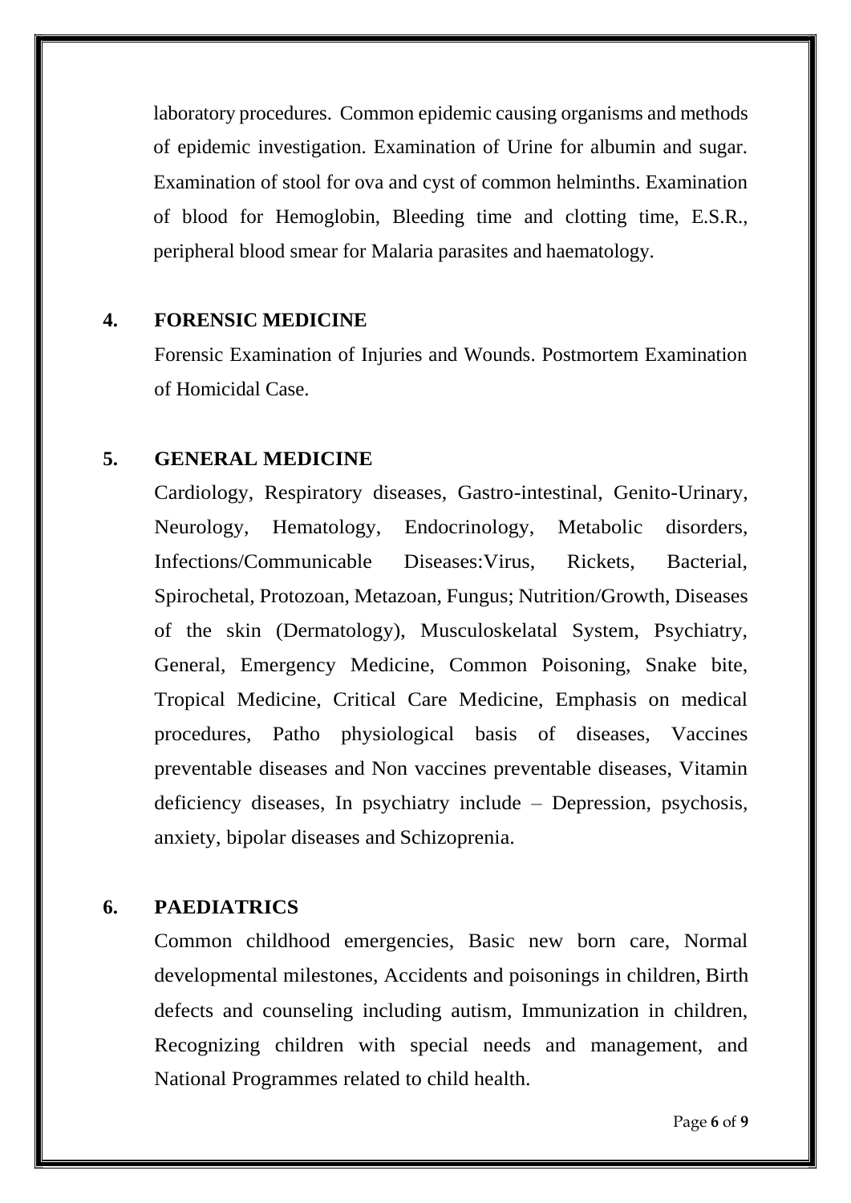laboratory procedures. Common epidemic causing organisms and methods of epidemic investigation. Examination of Urine for albumin and sugar. Examination of stool for ova and cyst of common helminths. Examination of blood for Hemoglobin, Bleeding time and clotting time, E.S.R., peripheral blood smear for Malaria parasites and haematology.

**4. FORENSIC MEDICINE**

Forensic Examination of Injuries and Wounds. Postmortem Examination of Homicidal Case.

**5. GENERAL MEDICINE**

Cardiology, Respiratory diseases, Gastro-intestinal, Genito-Urinary, Neurology, Hematology, Endocrinology, Metabolic disorders, Infections/Communicable Diseases:Virus, Rickets, Bacterial, Spirochetal, Protozoan, Metazoan, Fungus; Nutrition/Growth, Diseases of the skin (Dermatology), Musculoskelatal System, Psychiatry, General, Emergency Medicine, Common Poisoning, Snake bite, Tropical Medicine, Critical Care Medicine, Emphasis on medical procedures, Patho physiological basis of diseases, Vaccines preventable diseases and Non vaccines preventable diseases, Vitamin deficiency diseases, In psychiatry include – Depression, psychosis, anxiety, bipolar diseases and Schizoprenia.

**6. PAEDIATRICS**

Common childhood emergencies, Basic new born care, Normal developmental milestones, Accidents and poisonings in children, Birth defects and counseling including autism, Immunization in children, Recognizing children with special needs and management, and National Programmes related to child health.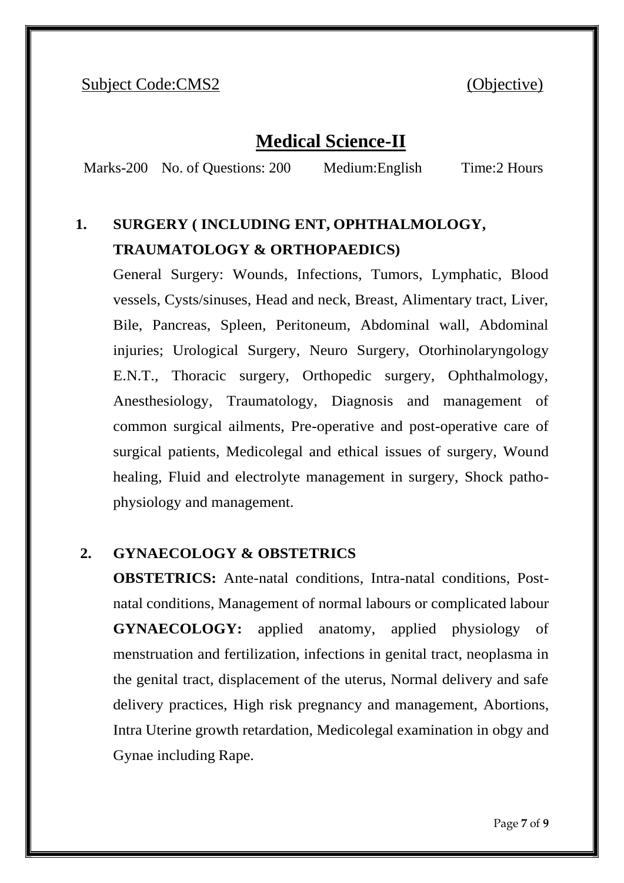Subject Code:CMS2 (Objective)

# Medical Science-II

Marks-200 No. of Questions: 200 Medium:English Time:2 Hours

## 1. SURGERY ( INCLUDING ENT, OPHTHALMOLOGY, TRAUMATOLOGY & ORTHOPAEDICS)

General Surgery: Wounds, Infections, Tumors, Lymphatic, Blood vessels, Cysts/sinuses, Head and neck, Breast, Alimentary tract, Liver, Bile, Pancreas, Spleen, Peritoneum, Abdominal wall, Abdominal injuries; Urological Surgery, Neuro Surgery, Otorhinolaryngology E.N.T., Thoracic surgery, Orthopedic surgery, Ophthalmology, Anesthesiology, Traumatology, Diagnosis and management of common surgical ailments, Pre-operative and post-operative care of surgical patients, Medicolegal and ethical issues of surgery, Wound healing, Fluid and electrolyte management in surgery, Shock patho-physiology and management.

## 2. GYNAECOLOGY & OBSTETRICS

**OBSTETRICS:** Ante-natal conditions, Intra-natal conditions, Post-natal conditions, Management of normal labours or complicated labour

**GYNAECOLOGY:** applied anatomy, applied physiology of menstruation and fertilization, infections in genital tract, neoplasma in the genital tract, displacement of the uterus, Normal delivery and safe delivery practices, High risk pregnancy and management, Abortions, Intra Uterine growth retardation, Medicolegal examination in obgy and Gynae including Rape.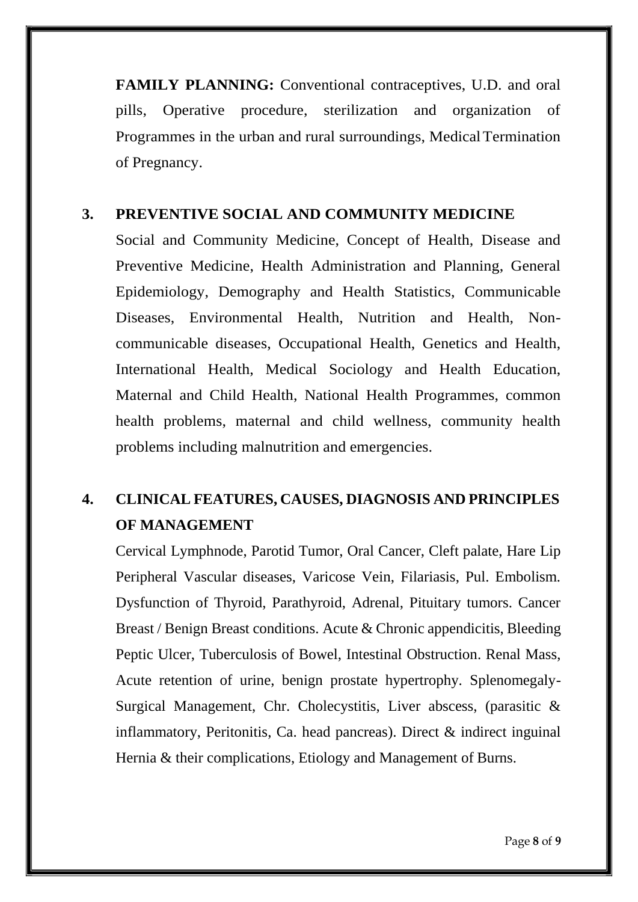**FAMILY PLANNING:** Conventional contraceptives, U.D. and oral pills, Operative procedure, sterilization and organization of Programmes in the urban and rural surroundings, Medical Termination of Pregnancy.

## 3. PREVENTIVE SOCIAL AND COMMUNITY MEDICINE

Social and Community Medicine, Concept of Health, Disease and Preventive Medicine, Health Administration and Planning, General Epidemiology, Demography and Health Statistics, Communicable Diseases, Environmental Health, Nutrition and Health, Non-communicable diseases, Occupational Health, Genetics and Health, International Health, Medical Sociology and Health Education, Maternal and Child Health, National Health Programmes, common health problems, maternal and child wellness, community health problems including malnutrition and emergencies.

## 4. CLINICAL FEATURES, CAUSES, DIAGNOSIS AND PRINCIPLES OF MANAGEMENT

Cervical Lymphnode, Parotid Tumor, Oral Cancer, Cleft palate, Hare Lip Peripheral Vascular diseases, Varicose Vein, Filariasis, Pul. Embolism. Dysfunction of Thyroid, Parathyroid, Adrenal, Pituitary tumors. Cancer Breast / Benign Breast conditions. Acute & Chronic appendicitis, Bleeding Peptic Ulcer, Tuberculosis of Bowel, Intestinal Obstruction. Renal Mass, Acute retention of urine, benign prostate hypertrophy. Splenomegaly-Surgical Management, Chr. Cholecystitis, Liver abscess, (parasitic & inflammatory, Peritonitis, Ca. head pancreas). Direct & indirect inguinal Hernia & their complications, Etiology and Management of Burns.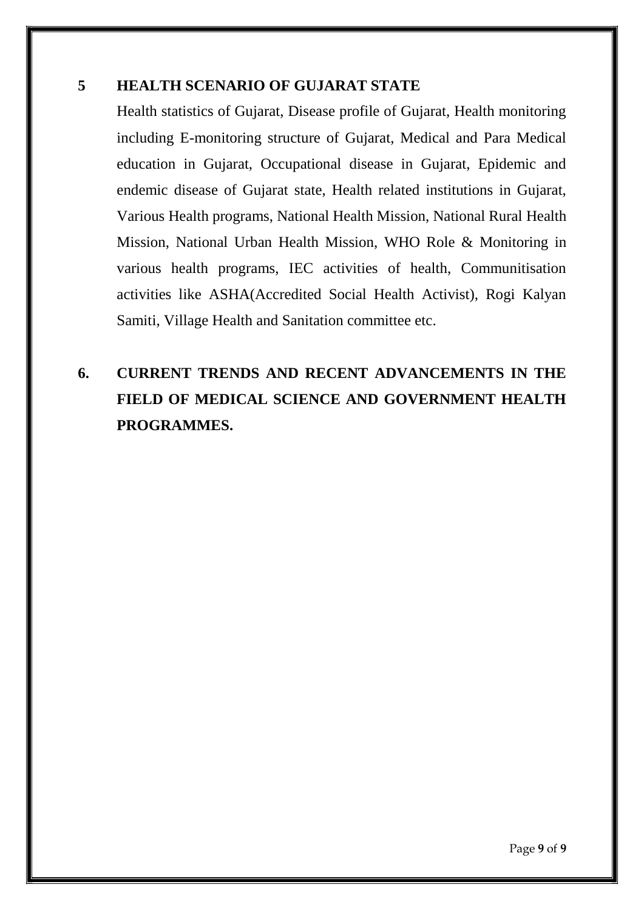## 5 HEALTH SCENARIO OF GUJARAT STATE

Health statistics of Gujarat, Disease profile of Gujarat, Health monitoring including E-monitoring structure of Gujarat, Medical and Para Medical education in Gujarat, Occupational disease in Gujarat, Epidemic and endemic disease of Gujarat state, Health related institutions in Gujarat, Various Health programs, National Health Mission, National Rural Health Mission, National Urban Health Mission, WHO Role & Monitoring in various health programs, IEC activities of health, Communitisation activities like ASHA(Accredited Social Health Activist), Rogi Kalyan Samiti, Village Health and Sanitation committee etc.

## 6. CURRENT TRENDS AND RECENT ADVANCEMENTS IN THE FIELD OF MEDICAL SCIENCE AND GOVERNMENT HEALTH PROGRAMMES.